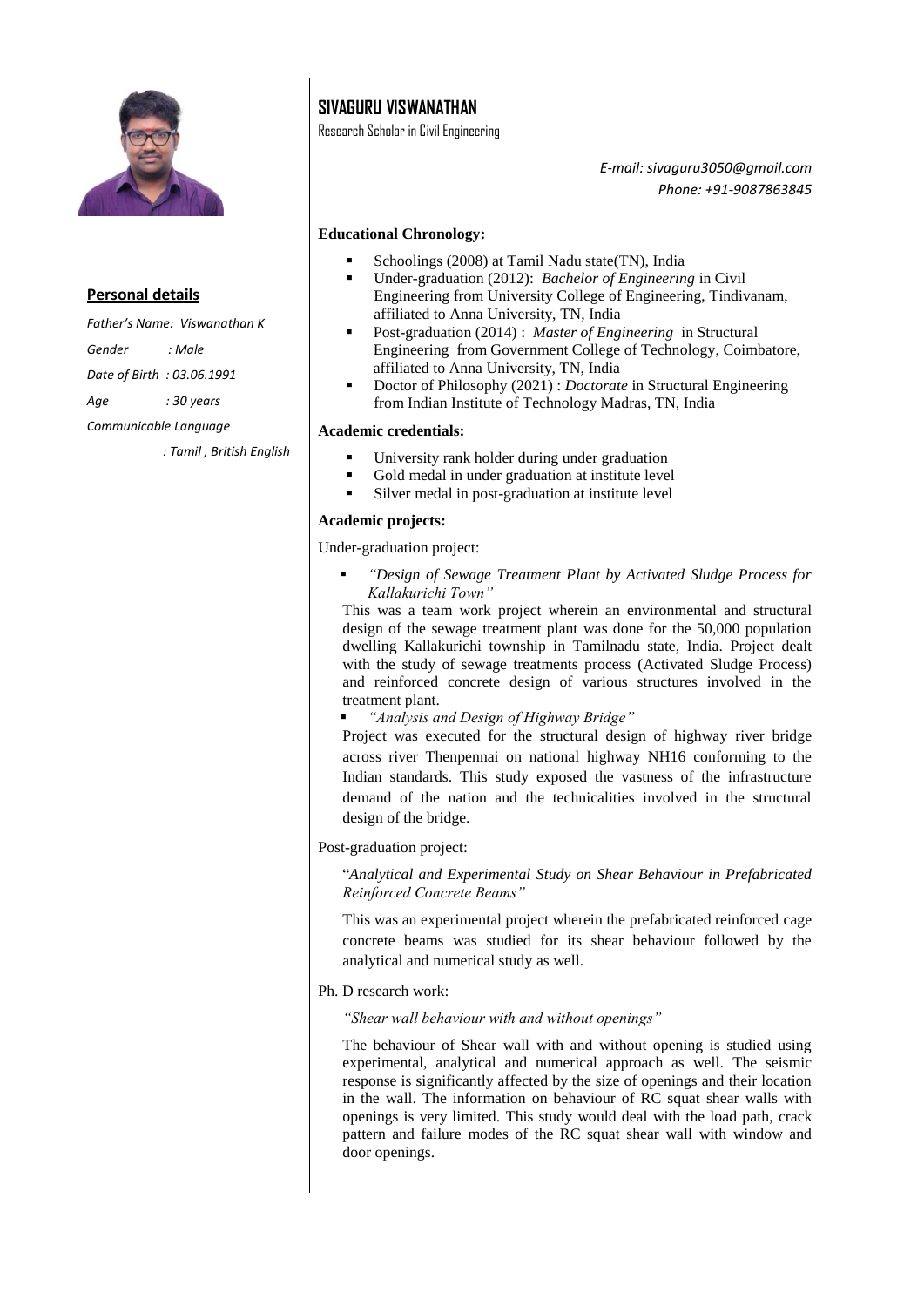# SIVAGURU VISWANATHAN

Research Scholar in Civil Engineering

*E-mail: sivaguru3050@gmail.com*
*Phone: +91-9087863845*

## Personal details

*Father's Name: Viswanathan K*

*Gender : Male*

*Date of Birth : 03.06.1991*

*Age : 30 years*

*Communicable Language : Tamil , British English*

### Educational Chronology:

- Schoolings (2008) at Tamil Nadu state(TN), India
- Under-graduation (2012): *Bachelor of Engineering* in Civil Engineering from University College of Engineering, Tindivanam, affiliated to Anna University, TN, India
- Post-graduation (2014) : *Master of Engineering* in Structural Engineering from Government College of Technology, Coimbatore, affiliated to Anna University, TN, India
- Doctor of Philosophy (2021) : *Doctorate* in Structural Engineering from Indian Institute of Technology Madras, TN, India

### Academic credentials:

- University rank holder during under graduation
- Gold medal in under graduation at institute level
- Silver medal in post-graduation at institute level

### Academic projects:

Under-graduation project:

- *"Design of Sewage Treatment Plant by Activated Sludge Process for Kallakurichi Town"*

This was a team work project wherein an environmental and structural design of the sewage treatment plant was done for the 50,000 population dwelling Kallakurichi township in Tamilnadu state, India. Project dealt with the study of sewage treatments process (Activated Sludge Process) and reinforced concrete design of various structures involved in the treatment plant.

- *"Analysis and Design of Highway Bridge"*

Project was executed for the structural design of highway river bridge across river Thenpennai on national highway NH16 conforming to the Indian standards. This study exposed the vastness of the infrastructure demand of the nation and the technicalities involved in the structural design of the bridge.

Post-graduation project:

"*Analytical and Experimental Study on Shear Behaviour in Prefabricated Reinforced Concrete Beams"*

This was an experimental project wherein the prefabricated reinforced cage concrete beams was studied for its shear behaviour followed by the analytical and numerical study as well.

Ph. D research work:

*"Shear wall behaviour with and without openings"*

The behaviour of Shear wall with and without opening is studied using experimental, analytical and numerical approach as well. The seismic response is significantly affected by the size of openings and their location in the wall. The information on behaviour of RC squat shear walls with openings is very limited. This study would deal with the load path, crack pattern and failure modes of the RC squat shear wall with window and door openings.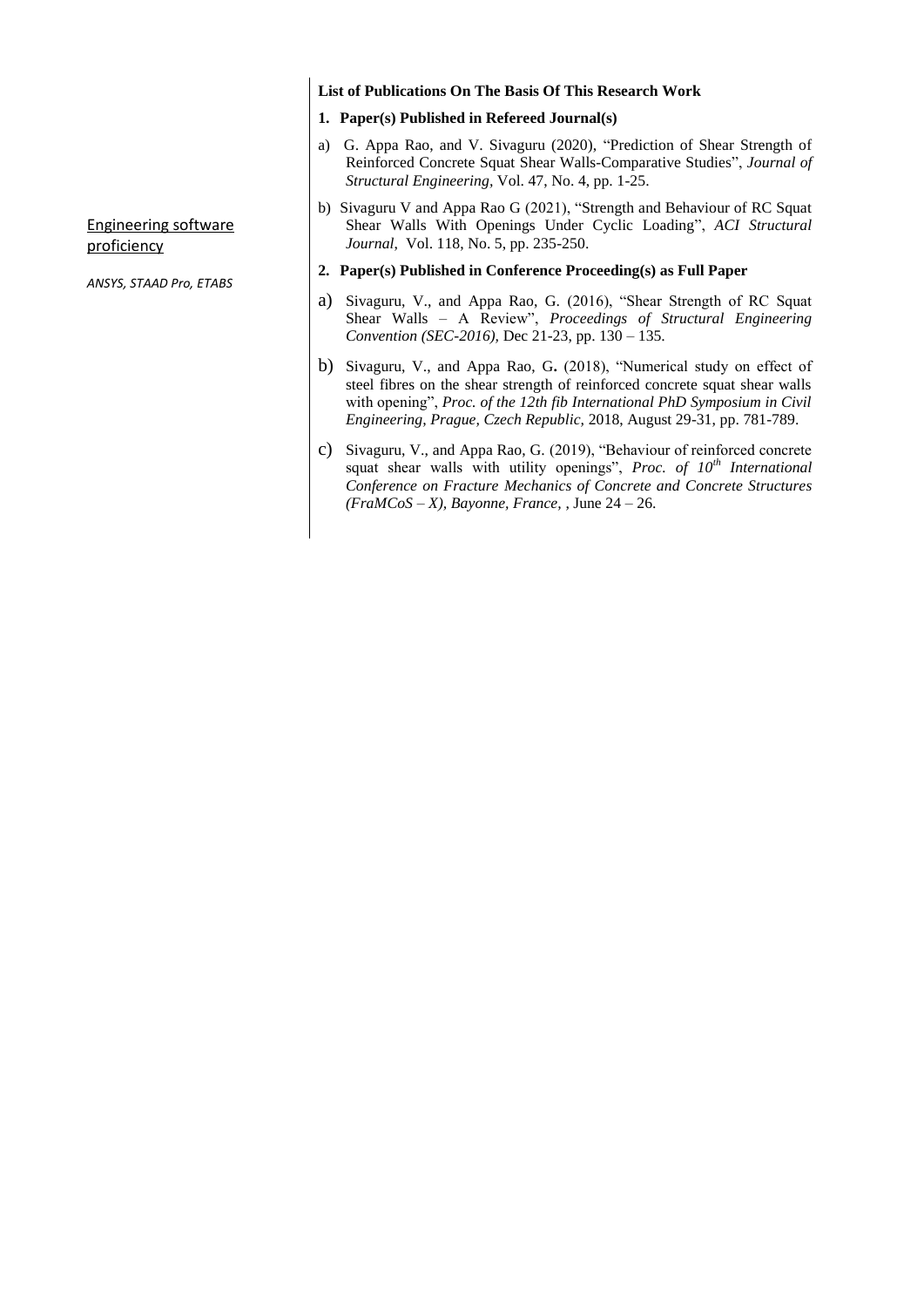Engineering software proficiency

*ANSYS, STAAD Pro, ETABS*

**List of Publications On The Basis Of This Research Work**

**1. Paper(s) Published in Refereed Journal(s)**

a) G. Appa Rao, and V. Sivaguru (2020), "Prediction of Shear Strength of Reinforced Concrete Squat Shear Walls-Comparative Studies", *Journal of Structural Engineering*, Vol. 47, No. 4, pp. 1-25.

b) Sivaguru V and Appa Rao G (2021), "Strength and Behaviour of RC Squat Shear Walls With Openings Under Cyclic Loading", *ACI Structural Journal*, Vol. 118, No. 5, pp. 235-250.

**2. Paper(s) Published in Conference Proceeding(s) as Full Paper**

a) Sivaguru, V., and Appa Rao, G. (2016), "Shear Strength of RC Squat Shear Walls – A Review", *Proceedings of Structural Engineering Convention (SEC-2016)*, Dec 21-23, pp. 130 – 135.

b) Sivaguru, V., and Appa Rao, G**.** (2018), "Numerical study on effect of steel fibres on the shear strength of reinforced concrete squat shear walls with opening", *Proc. of the 12th fib International PhD Symposium in Civil Engineering, Prague, Czech Republic,* 2018, August 29-31, pp. 781-789.

c) Sivaguru, V., and Appa Rao, G. (2019), "Behaviour of reinforced concrete squat shear walls with utility openings", *Proc. of 10th International Conference on Fracture Mechanics of Concrete and Concrete Structures (FraMCoS – X), Bayonne, France,* , June 24 – 26.